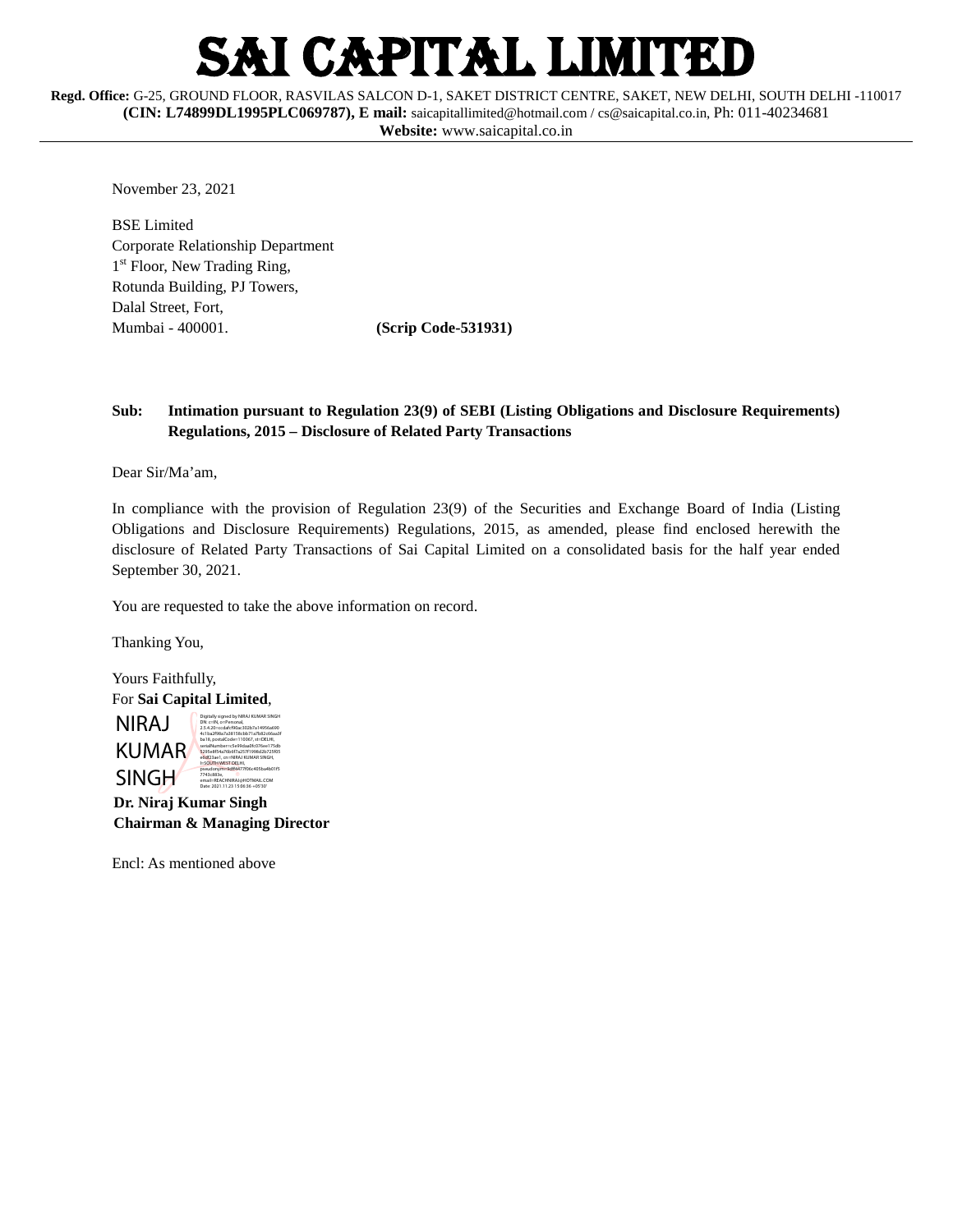# SAI CAPITAL LIMITED

**Regd. Office:** G-25, GROUND FLOOR, RASVILAS SALCON D-1, SAKET DISTRICT CENTRE, SAKET, NEW DELHI, SOUTH DELHI -110017
**(CIN: L74899DL1995PLC069787), E mail:** saicapitallimited@hotmail.com / cs@saicapital.co.in, Ph: 011-40234681
**Website:** www.saicapital.co.in

---

November 23, 2021

BSE Limited
Corporate Relationship Department
1st Floor, New Trading Ring,
Rotunda Building, PJ Towers,
Dalal Street, Fort,
Mumbai - 400001. **(Scrip Code-531931)**

**Sub: Intimation pursuant to Regulation 23(9) of SEBI (Listing Obligations and Disclosure Requirements) Regulations, 2015 – Disclosure of Related Party Transactions**

Dear Sir/Ma'am,

In compliance with the provision of Regulation 23(9) of the Securities and Exchange Board of India (Listing Obligations and Disclosure Requirements) Regulations, 2015, as amended, please find enclosed herewith the disclosure of Related Party Transactions of Sai Capital Limited on a consolidated basis for the half year ended September 30, 2021.

You are requested to take the above information on record.

Thanking You,

Yours Faithfully,
For **Sai Capital Limited**,

NIRAJ KUMAR SINGH

Digitally signed by NIRAJ KUMAR SINGH
Date: 2021.11.23 15:06:36 +05'30'

**Dr. Niraj Kumar Singh**
**Chairman & Managing Director**

Encl: As mentioned above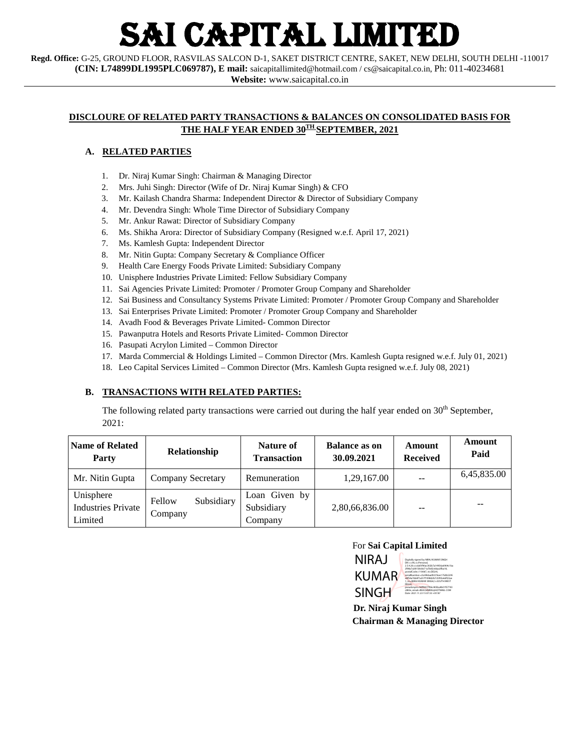# SAI CAPITAL LIMITED

**Regd. Office:** G-25, GROUND FLOOR, RASVILAS SALCON D-1, SAKET DISTRICT CENTRE, SAKET, NEW DELHI, SOUTH DELHI -110017
**(CIN: L74899DL1995PLC069787), E mail:** saicapitallimited@hotmail.com / cs@saicapital.co.in, Ph: 011-40234681
**Website:** www.saicapital.co.in

## DISCLOURE OF RELATED PARTY TRANSACTIONS & BALANCES ON CONSOLIDATED BASIS FOR THE HALF YEAR ENDED 30TH SEPTEMBER, 2021

### A. RELATED PARTIES

1. Dr. Niraj Kumar Singh: Chairman & Managing Director
2. Mrs. Juhi Singh: Director (Wife of Dr. Niraj Kumar Singh) & CFO
3. Mr. Kailash Chandra Sharma: Independent Director & Director of Subsidiary Company
4. Mr. Devendra Singh: Whole Time Director of Subsidiary Company
5. Mr. Ankur Rawat: Director of Subsidiary Company
6. Ms. Shikha Arora: Director of Subsidiary Company (Resigned w.e.f. April 17, 2021)
7. Ms. Kamlesh Gupta: Independent Director
8. Mr. Nitin Gupta: Company Secretary & Compliance Officer
9. Health Care Energy Foods Private Limited: Subsidiary Company
10. Unisphere Industries Private Limited: Fellow Subsidiary Company
11. Sai Agencies Private Limited: Promoter / Promoter Group Company and Shareholder
12. Sai Business and Consultancy Systems Private Limited: Promoter / Promoter Group Company and Shareholder
13. Sai Enterprises Private Limited: Promoter / Promoter Group Company and Shareholder
14. Avadh Food & Beverages Private Limited- Common Director
15. Pawanputra Hotels and Resorts Private Limited- Common Director
16. Pasupati Acrylon Limited – Common Director
17. Marda Commercial & Holdings Limited – Common Director (Mrs. Kamlesh Gupta resigned w.e.f. July 01, 2021)
18. Leo Capital Services Limited – Common Director (Mrs. Kamlesh Gupta resigned w.e.f. July 08, 2021)

### B. TRANSACTIONS WITH RELATED PARTIES:

The following related party transactions were carried out during the half year ended on 30th September, 2021:

| Name of Related Party | Relationship | Nature of Transaction | Balance as on 30.09.2021 | Amount Received | Amount Paid |
|---|---|---|---|---|---|
| Mr. Nitin Gupta | Company Secretary | Remuneration | 1,29,167.00 | -- | 6,45,835.00 |
| Unisphere Industries Private Limited | Fellow Subsidiary Company | Loan Given by Subsidiary Company | 2,80,66,836.00 | -- | -- |

For **Sai Capital Limited**

NIRAJ KUMAR SINGH

**Dr. Niraj Kumar Singh**
**Chairman & Managing Director**